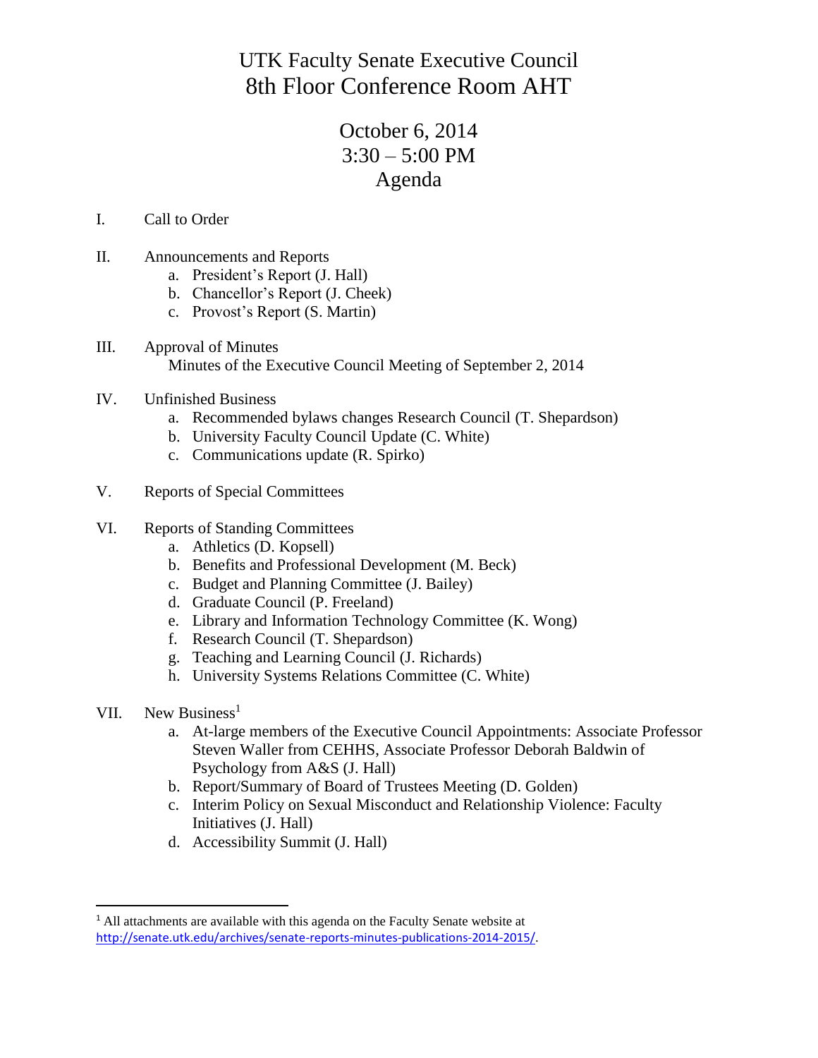# UTK Faculty Senate Executive Council
# 8th Floor Conference Room AHT

## October 6, 2014
## 3:30 – 5:00 PM
## Agenda

I. Call to Order

II. Announcements and Reports
   a. President's Report (J. Hall)
   b. Chancellor's Report (J. Cheek)
   c. Provost's Report (S. Martin)

III. Approval of Minutes
   Minutes of the Executive Council Meeting of September 2, 2014

IV. Unfinished Business
   a. Recommended bylaws changes Research Council (T. Shepardson)
   b. University Faculty Council Update (C. White)
   c. Communications update (R. Spirko)

V. Reports of Special Committees

VI. Reports of Standing Committees
   a. Athletics (D. Kopsell)
   b. Benefits and Professional Development (M. Beck)
   c. Budget and Planning Committee (J. Bailey)
   d. Graduate Council (P. Freeland)
   e. Library and Information Technology Committee (K. Wong)
   f. Research Council (T. Shepardson)
   g. Teaching and Learning Council (J. Richards)
   h. University Systems Relations Committee (C. White)

VII. New Business[1]
   a. At-large members of the Executive Council Appointments: Associate Professor Steven Waller from CEHHS, Associate Professor Deborah Baldwin of Psychology from A&S (J. Hall)
   b. Report/Summary of Board of Trustees Meeting (D. Golden)
   c. Interim Policy on Sexual Misconduct and Relationship Violence: Faculty Initiatives (J. Hall)
   d. Accessibility Summit (J. Hall)

---

[1] All attachments are available with this agenda on the Faculty Senate website at http://senate.utk.edu/archives/senate-reports-minutes-publications-2014-2015/.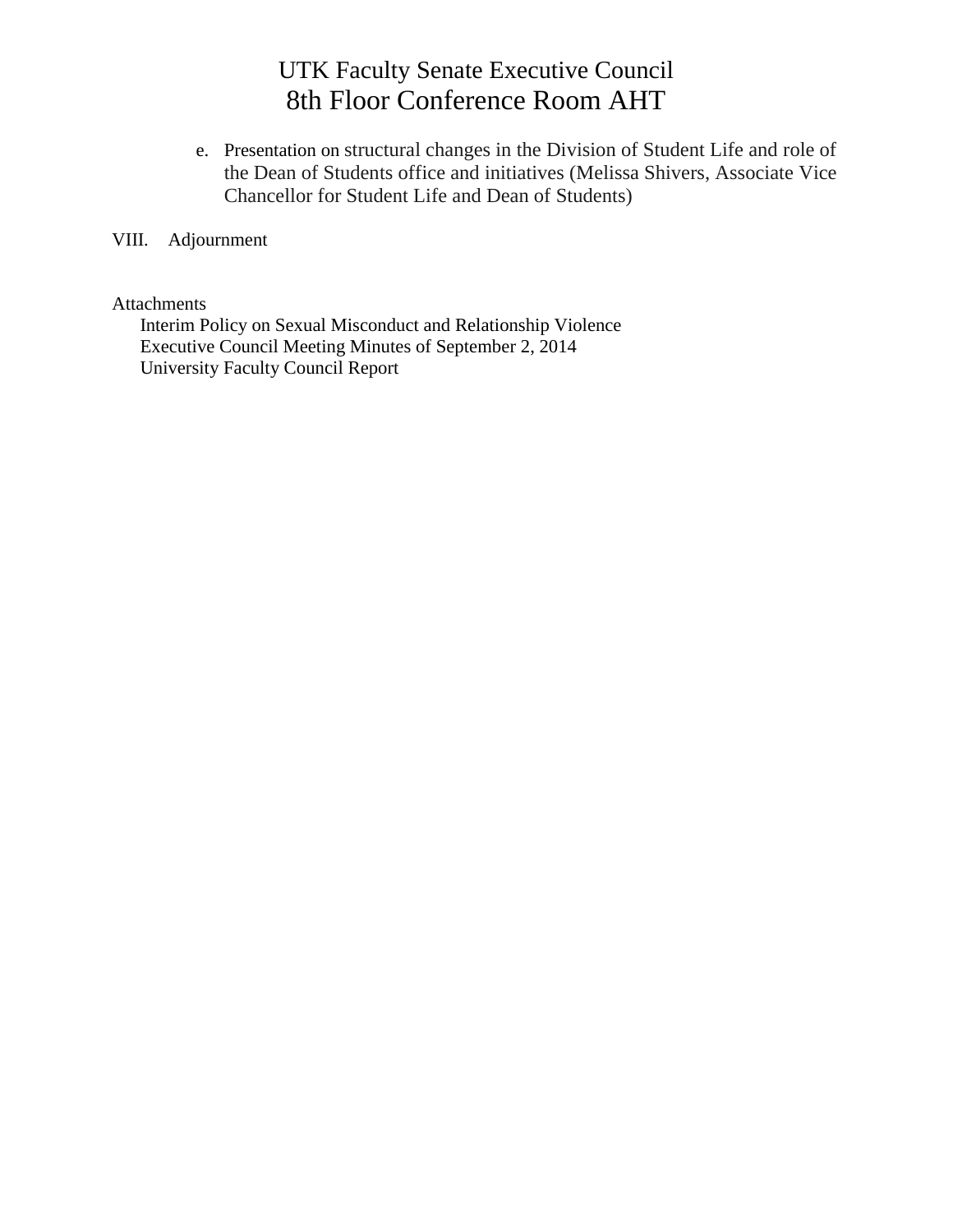e. Presentation on structural changes in the Division of Student Life and role of the Dean of Students office and initiatives (Melissa Shivers, Associate Vice Chancellor for Student Life and Dean of Students)

VIII. Adjournment

Attachments

- Interim Policy on Sexual Misconduct and Relationship Violence
- Executive Council Meeting Minutes of September 2, 2014
- University Faculty Council Report